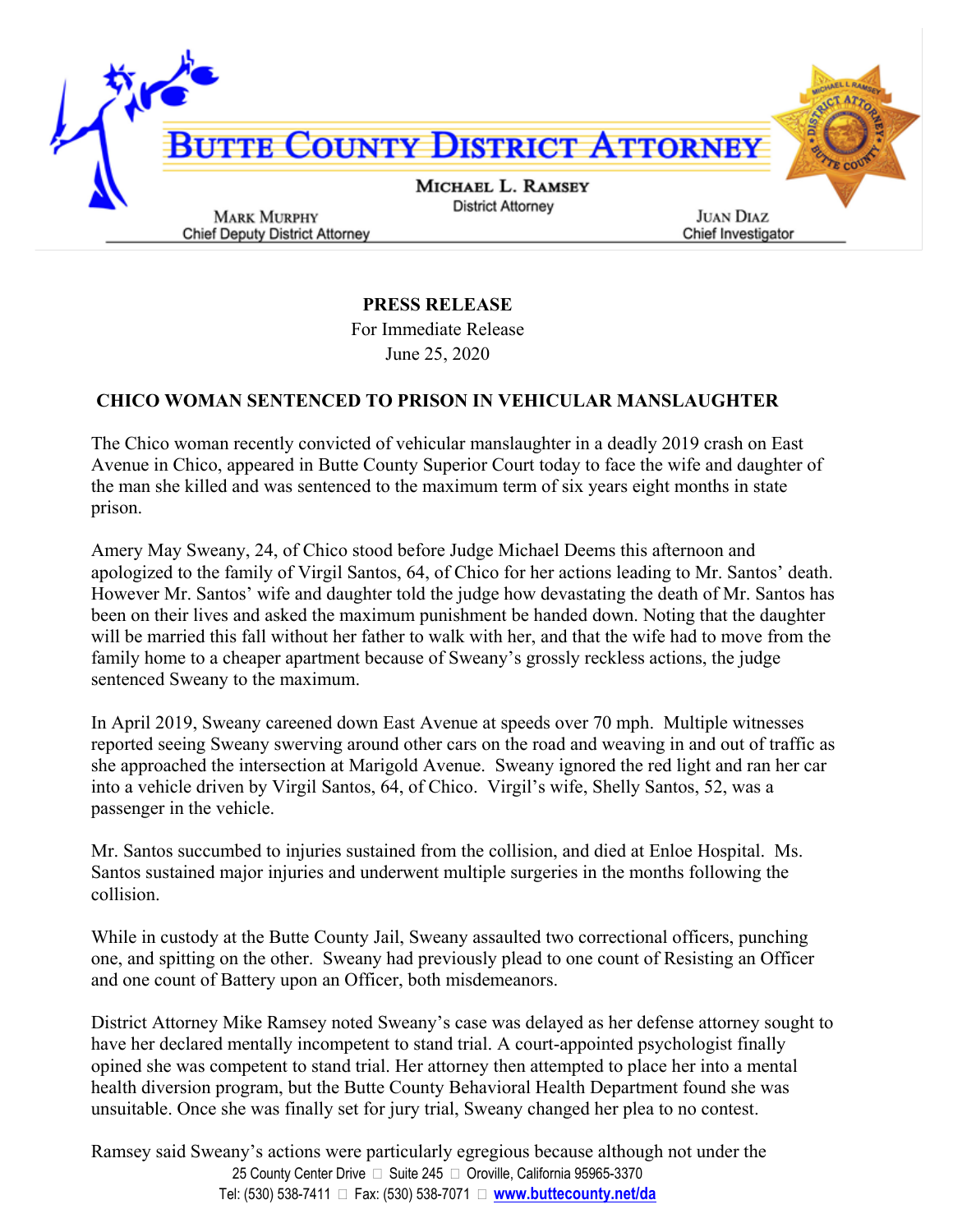# BUTTE COUNTY DISTRICT ATTORNEY

**MICHAEL L. RAMSEY**
District Attorney

**MARK MURPHY**
Chief Deputy District Attorney

**JUAN DIAZ**
Chief Investigator

**PRESS RELEASE**
For Immediate Release
June 25, 2020

## CHICO WOMAN SENTENCED TO PRISON IN VEHICULAR MANSLAUGHTER

The Chico woman recently convicted of vehicular manslaughter in a deadly 2019 crash on East Avenue in Chico, appeared in Butte County Superior Court today to face the wife and daughter of the man she killed and was sentenced to the maximum term of six years eight months in state prison.

Amery May Sweany, 24, of Chico stood before Judge Michael Deems this afternoon and apologized to the family of Virgil Santos, 64, of Chico for her actions leading to Mr. Santos' death. However Mr. Santos' wife and daughter told the judge how devastating the death of Mr. Santos has been on their lives and asked the maximum punishment be handed down. Noting that the daughter will be married this fall without her father to walk with her, and that the wife had to move from the family home to a cheaper apartment because of Sweany's grossly reckless actions, the judge sentenced Sweany to the maximum.

In April 2019, Sweany careened down East Avenue at speeds over 70 mph. Multiple witnesses reported seeing Sweany swerving around other cars on the road and weaving in and out of traffic as she approached the intersection at Marigold Avenue. Sweany ignored the red light and ran her car into a vehicle driven by Virgil Santos, 64, of Chico. Virgil's wife, Shelly Santos, 52, was a passenger in the vehicle.

Mr. Santos succumbed to injuries sustained from the collision, and died at Enloe Hospital. Ms. Santos sustained major injuries and underwent multiple surgeries in the months following the collision.

While in custody at the Butte County Jail, Sweany assaulted two correctional officers, punching one, and spitting on the other. Sweany had previously plead to one count of Resisting an Officer and one count of Battery upon an Officer, both misdemeanors.

District Attorney Mike Ramsey noted Sweany's case was delayed as her defense attorney sought to have her declared mentally incompetent to stand trial. A court-appointed psychologist finally opined she was competent to stand trial. Her attorney then attempted to place her into a mental health diversion program, but the Butte County Behavioral Health Department found she was unsuitable. Once she was finally set for jury trial, Sweany changed her plea to no contest.

Ramsey said Sweany's actions were particularly egregious because although not under the

25 County Center Drive · Suite 245 · Oroville, California 95965-3370
Tel: (530) 538-7411 · Fax: (530) 538-7071 · www.buttecounty.net/da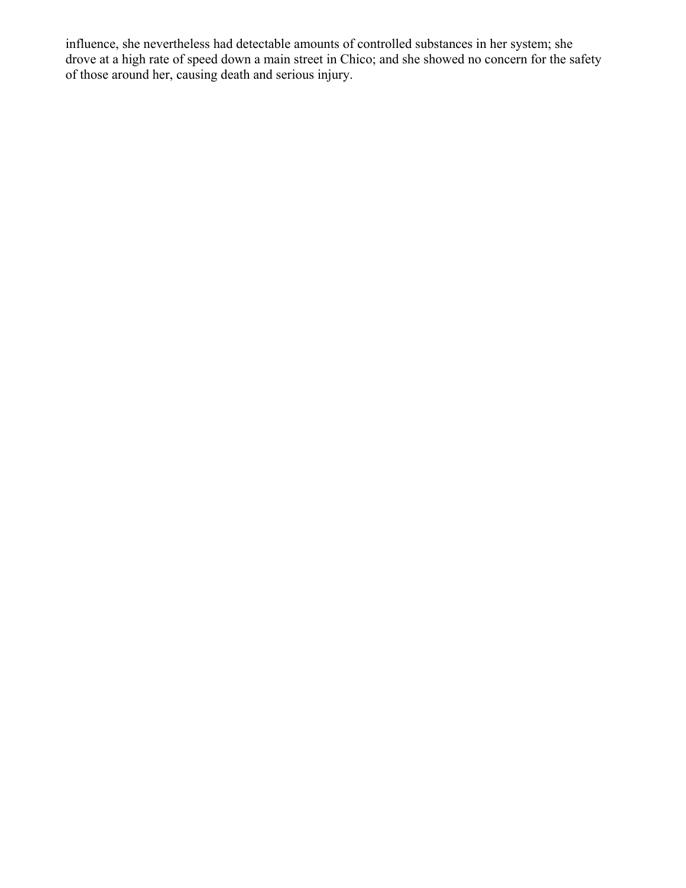influence, she nevertheless had detectable amounts of controlled substances in her system; she drove at a high rate of speed down a main street in Chico; and she showed no concern for the safety of those around her, causing death and serious injury.